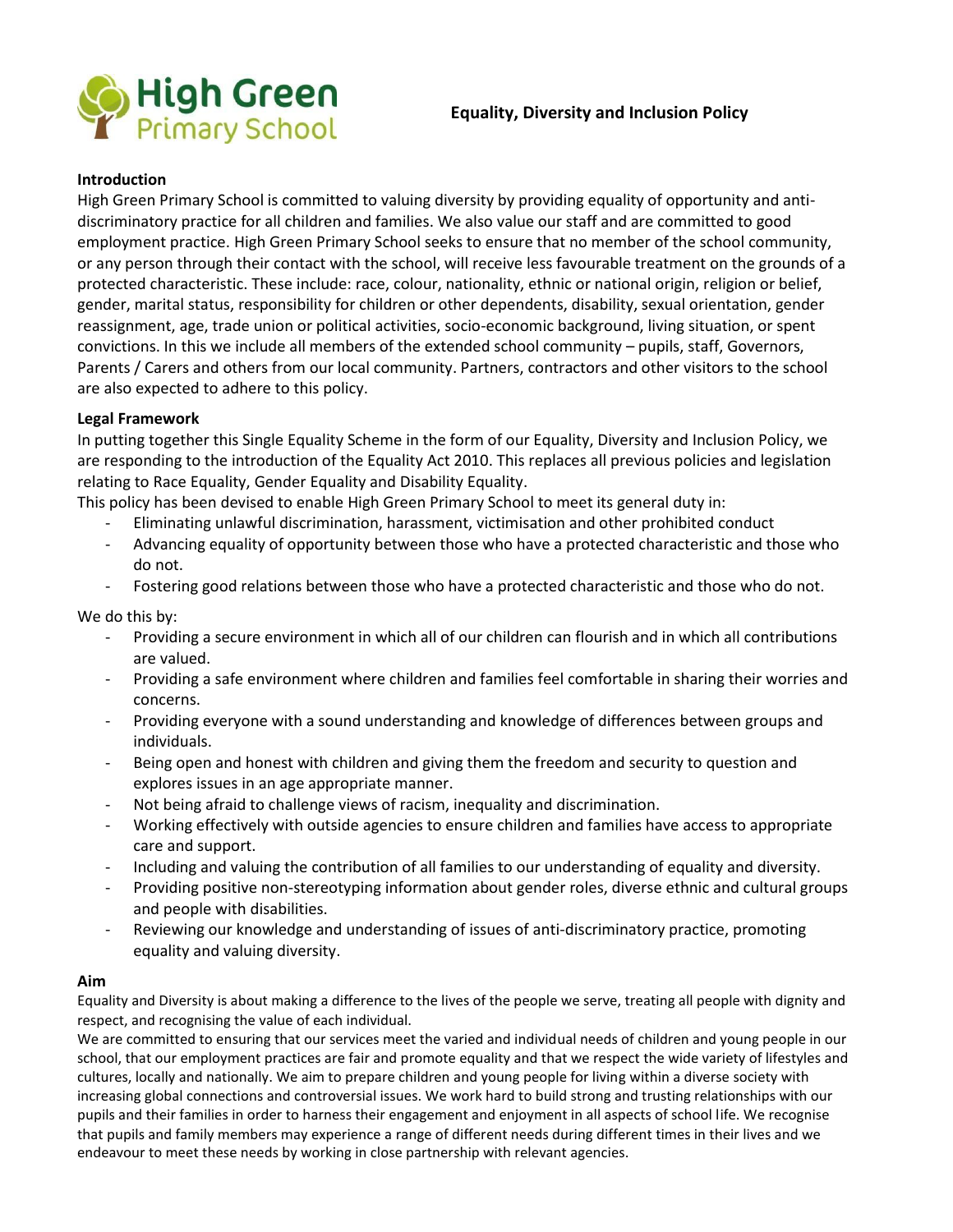High Green Primary School

# Equality, Diversity and Inclusion Policy

**Introduction**

High Green Primary School is committed to valuing diversity by providing equality of opportunity and anti-discriminatory practice for all children and families. We also value our staff and are committed to good employment practice. High Green Primary School seeks to ensure that no member of the school community, or any person through their contact with the school, will receive less favourable treatment on the grounds of a protected characteristic. These include: race, colour, nationality, ethnic or national origin, religion or belief, gender, marital status, responsibility for children or other dependents, disability, sexual orientation, gender reassignment, age, trade union or political activities, socio-economic background, living situation, or spent convictions. In this we include all members of the extended school community – pupils, staff, Governors, Parents / Carers and others from our local community. Partners, contractors and other visitors to the school are also expected to adhere to this policy.

**Legal Framework**

In putting together this Single Equality Scheme in the form of our Equality, Diversity and Inclusion Policy, we are responding to the introduction of the Equality Act 2010. This replaces all previous policies and legislation relating to Race Equality, Gender Equality and Disability Equality.

This policy has been devised to enable High Green Primary School to meet its general duty in:

- Eliminating unlawful discrimination, harassment, victimisation and other prohibited conduct
- Advancing equality of opportunity between those who have a protected characteristic and those who do not.
- Fostering good relations between those who have a protected characteristic and those who do not.

We do this by:

- Providing a secure environment in which all of our children can flourish and in which all contributions are valued.
- Providing a safe environment where children and families feel comfortable in sharing their worries and concerns.
- Providing everyone with a sound understanding and knowledge of differences between groups and individuals.
- Being open and honest with children and giving them the freedom and security to question and explores issues in an age appropriate manner.
- Not being afraid to challenge views of racism, inequality and discrimination.
- Working effectively with outside agencies to ensure children and families have access to appropriate care and support.
- Including and valuing the contribution of all families to our understanding of equality and diversity.
- Providing positive non-stereotyping information about gender roles, diverse ethnic and cultural groups and people with disabilities.
- Reviewing our knowledge and understanding of issues of anti-discriminatory practice, promoting equality and valuing diversity.

**Aim**

Equality and Diversity is about making a difference to the lives of the people we serve, treating all people with dignity and respect, and recognising the value of each individual.

We are committed to ensuring that our services meet the varied and individual needs of children and young people in our school, that our employment practices are fair and promote equality and that we respect the wide variety of lifestyles and cultures, locally and nationally. We aim to prepare children and young people for living within a diverse society with increasing global connections and controversial issues. We work hard to build strong and trusting relationships with our pupils and their families in order to harness their engagement and enjoyment in all aspects of school life. We recognise that pupils and family members may experience a range of different needs during different times in their lives and we endeavour to meet these needs by working in close partnership with relevant agencies.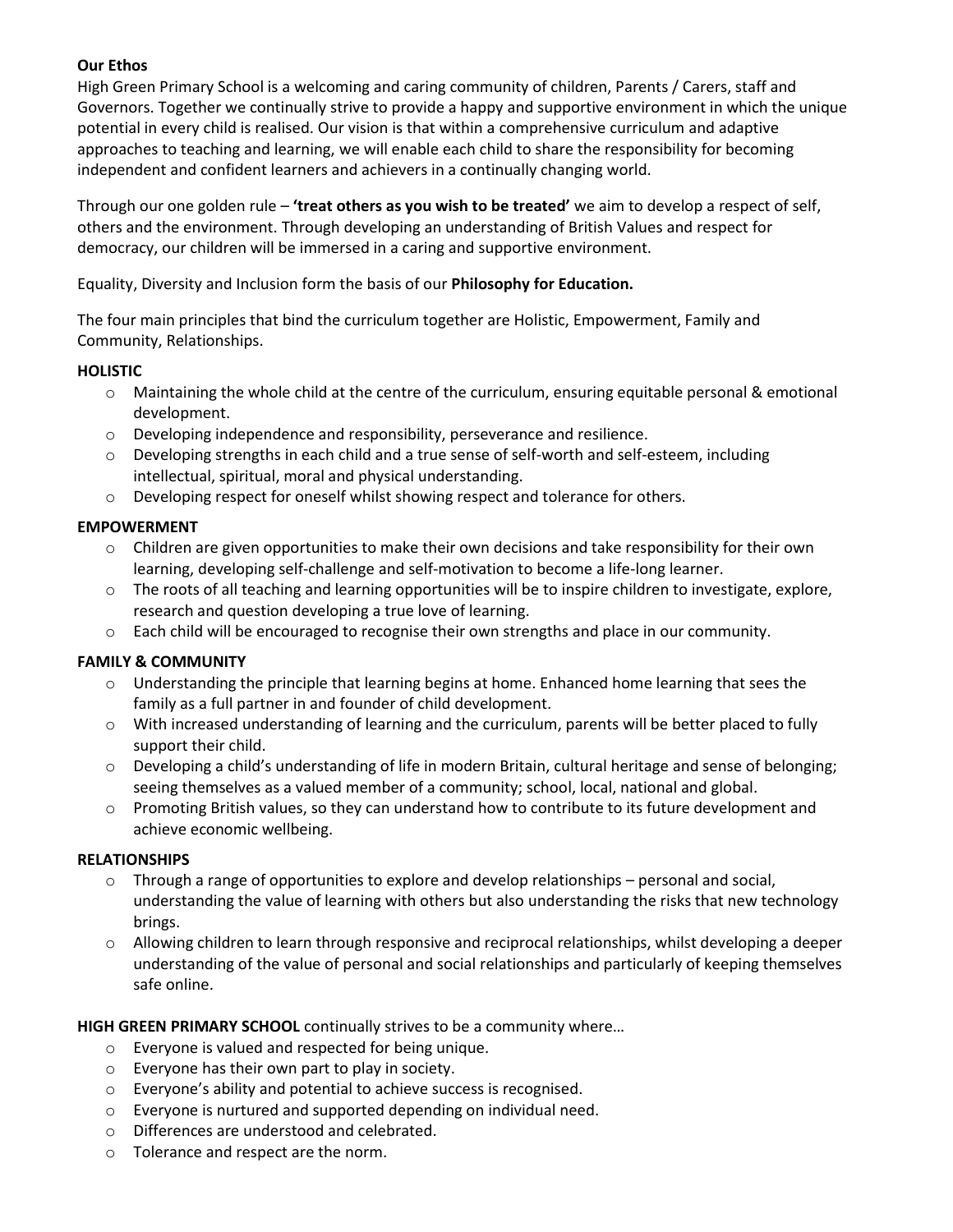**Our Ethos**

High Green Primary School is a welcoming and caring community of children, Parents / Carers, staff and Governors. Together we continually strive to provide a happy and supportive environment in which the unique potential in every child is realised. Our vision is that within a comprehensive curriculum and adaptive approaches to teaching and learning, we will enable each child to share the responsibility for becoming independent and confident learners and achievers in a continually changing world.

Through our one golden rule – **'treat others as you wish to be treated'** we aim to develop a respect of self, others and the environment. Through developing an understanding of British Values and respect for democracy, our children will be immersed in a caring and supportive environment.

Equality, Diversity and Inclusion form the basis of our **Philosophy for Education.**

The four main principles that bind the curriculum together are Holistic, Empowerment, Family and Community, Relationships.

**HOLISTIC**

- Maintaining the whole child at the centre of the curriculum, ensuring equitable personal & emotional development.
- Developing independence and responsibility, perseverance and resilience.
- Developing strengths in each child and a true sense of self-worth and self-esteem, including intellectual, spiritual, moral and physical understanding.
- Developing respect for oneself whilst showing respect and tolerance for others.

**EMPOWERMENT**

- Children are given opportunities to make their own decisions and take responsibility for their own learning, developing self-challenge and self-motivation to become a life-long learner.
- The roots of all teaching and learning opportunities will be to inspire children to investigate, explore, research and question developing a true love of learning.
- Each child will be encouraged to recognise their own strengths and place in our community.

**FAMILY & COMMUNITY**

- Understanding the principle that learning begins at home. Enhanced home learning that sees the family as a full partner in and founder of child development.
- With increased understanding of learning and the curriculum, parents will be better placed to fully support their child.
- Developing a child's understanding of life in modern Britain, cultural heritage and sense of belonging; seeing themselves as a valued member of a community; school, local, national and global.
- Promoting British values, so they can understand how to contribute to its future development and achieve economic wellbeing.

**RELATIONSHIPS**

- Through a range of opportunities to explore and develop relationships – personal and social, understanding the value of learning with others but also understanding the risks that new technology brings.
- Allowing children to learn through responsive and reciprocal relationships, whilst developing a deeper understanding of the value of personal and social relationships and particularly of keeping themselves safe online.

**HIGH GREEN PRIMARY SCHOOL** continually strives to be a community where…

- Everyone is valued and respected for being unique.
- Everyone has their own part to play in society.
- Everyone's ability and potential to achieve success is recognised.
- Everyone is nurtured and supported depending on individual need.
- Differences are understood and celebrated.
- Tolerance and respect are the norm.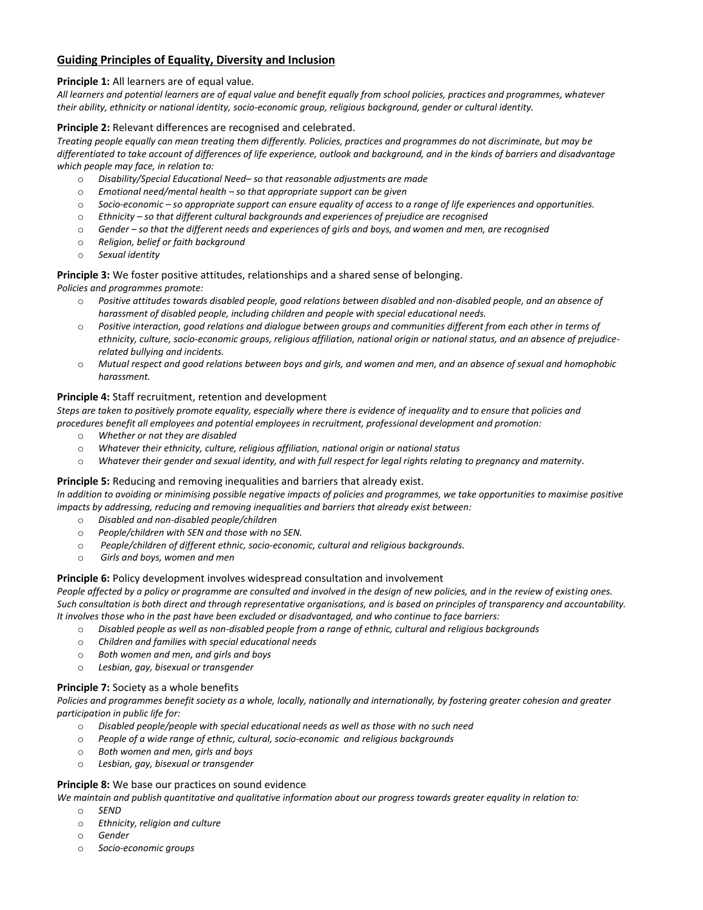## Guiding Principles of Equality, Diversity and Inclusion

**Principle 1:** All learners are of equal value.

*All learners and potential learners are of equal value and benefit equally from school policies, practices and programmes, whatever their ability, ethnicity or national identity, socio-economic group, religious background, gender or cultural identity.*

**Principle 2:** Relevant differences are recognised and celebrated.

*Treating people equally can mean treating them differently. Policies, practices and programmes do not discriminate, but may be differentiated to take account of differences of life experience, outlook and background, and in the kinds of barriers and disadvantage which people may face, in relation to:*

- *Disability/Special Educational Need– so that reasonable adjustments are made*
- *Emotional need/mental health – so that appropriate support can be given*
- *Socio-economic – so appropriate support can ensure equality of access to a range of life experiences and opportunities.*
- *Ethnicity – so that different cultural backgrounds and experiences of prejudice are recognised*
- *Gender – so that the different needs and experiences of girls and boys, and women and men, are recognised*
- *Religion, belief or faith background*
- *Sexual identity*

**Principle 3:** We foster positive attitudes, relationships and a shared sense of belonging.

*Policies and programmes promote:*

- *Positive attitudes towards disabled people, good relations between disabled and non-disabled people, and an absence of harassment of disabled people, including children and people with special educational needs.*
- *Positive interaction, good relations and dialogue between groups and communities different from each other in terms of ethnicity, culture, socio-economic groups, religious affiliation, national origin or national status, and an absence of prejudice-related bullying and incidents.*
- *Mutual respect and good relations between boys and girls, and women and men, and an absence of sexual and homophobic harassment.*

**Principle 4:** Staff recruitment, retention and development

*Steps are taken to positively promote equality, especially where there is evidence of inequality and to ensure that policies and procedures benefit all employees and potential employees in recruitment, professional development and promotion:*

- *Whether or not they are disabled*
- *Whatever their ethnicity, culture, religious affiliation, national origin or national status*
- *Whatever their gender and sexual identity, and with full respect for legal rights relating to pregnancy and maternity.*

**Principle 5:** Reducing and removing inequalities and barriers that already exist.

*In addition to avoiding or minimising possible negative impacts of policies and programmes, we take opportunities to maximise positive impacts by addressing, reducing and removing inequalities and barriers that already exist between:*

- *Disabled and non-disabled people/children*
- *People/children with SEN and those with no SEN.*
- *People/children of different ethnic, socio-economic, cultural and religious backgrounds.*
- *Girls and boys, women and men*

**Principle 6:** Policy development involves widespread consultation and involvement

*People affected by a policy or programme are consulted and involved in the design of new policies, and in the review of existing ones. Such consultation is both direct and through representative organisations, and is based on principles of transparency and accountability. It involves those who in the past have been excluded or disadvantaged, and who continue to face barriers:*

- *Disabled people as well as non-disabled people from a range of ethnic, cultural and religious backgrounds*
- *Children and families with special educational needs*
- *Both women and men, and girls and boys*
- *Lesbian, gay, bisexual or transgender*

**Principle 7:** Society as a whole benefits

*Policies and programmes benefit society as a whole, locally, nationally and internationally, by fostering greater cohesion and greater participation in public life for:*

- *Disabled people/people with special educational needs as well as those with no such need*
- *People of a wide range of ethnic, cultural, socio-economic and religious backgrounds*
- *Both women and men, girls and boys*
- *Lesbian, gay, bisexual or transgender*

**Principle 8:** We base our practices on sound evidence

*We maintain and publish quantitative and qualitative information about our progress towards greater equality in relation to:*

- *SEND*
- *Ethnicity, religion and culture*
- *Gender*
- *Socio-economic groups*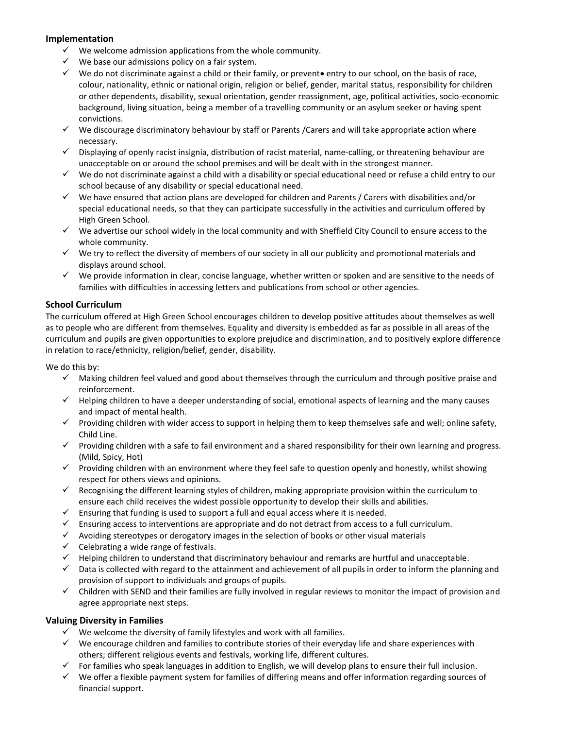### Implementation

- ✓ We welcome admission applications from the whole community.
- ✓ We base our admissions policy on a fair system.
- ✓ We do not discriminate against a child or their family, or prevent• entry to our school, on the basis of race, colour, nationality, ethnic or national origin, religion or belief, gender, marital status, responsibility for children or other dependents, disability, sexual orientation, gender reassignment, age, political activities, socio-economic background, living situation, being a member of a travelling community or an asylum seeker or having spent convictions.
- ✓ We discourage discriminatory behaviour by staff or Parents /Carers and will take appropriate action where necessary.
- ✓ Displaying of openly racist insignia, distribution of racist material, name-calling, or threatening behaviour are unacceptable on or around the school premises and will be dealt with in the strongest manner.
- ✓ We do not discriminate against a child with a disability or special educational need or refuse a child entry to our school because of any disability or special educational need.
- ✓ We have ensured that action plans are developed for children and Parents / Carers with disabilities and/or special educational needs, so that they can participate successfully in the activities and curriculum offered by High Green School.
- ✓ We advertise our school widely in the local community and with Sheffield City Council to ensure access to the whole community.
- ✓ We try to reflect the diversity of members of our society in all our publicity and promotional materials and displays around school.
- ✓ We provide information in clear, concise language, whether written or spoken and are sensitive to the needs of families with difficulties in accessing letters and publications from school or other agencies.

### School Curriculum

The curriculum offered at High Green School encourages children to develop positive attitudes about themselves as well as to people who are different from themselves. Equality and diversity is embedded as far as possible in all areas of the curriculum and pupils are given opportunities to explore prejudice and discrimination, and to positively explore difference in relation to race/ethnicity, religion/belief, gender, disability.

We do this by:

- ✓ Making children feel valued and good about themselves through the curriculum and through positive praise and reinforcement.
- ✓ Helping children to have a deeper understanding of social, emotional aspects of learning and the many causes and impact of mental health.
- ✓ Providing children with wider access to support in helping them to keep themselves safe and well; online safety, Child Line.
- ✓ Providing children with a safe to fail environment and a shared responsibility for their own learning and progress. (Mild, Spicy, Hot)
- ✓ Providing children with an environment where they feel safe to question openly and honestly, whilst showing respect for others views and opinions.
- ✓ Recognising the different learning styles of children, making appropriate provision within the curriculum to ensure each child receives the widest possible opportunity to develop their skills and abilities.
- ✓ Ensuring that funding is used to support a full and equal access where it is needed.
- ✓ Ensuring access to interventions are appropriate and do not detract from access to a full curriculum.
- ✓ Avoiding stereotypes or derogatory images in the selection of books or other visual materials
- ✓ Celebrating a wide range of festivals.
- ✓ Helping children to understand that discriminatory behaviour and remarks are hurtful and unacceptable.
- ✓ Data is collected with regard to the attainment and achievement of all pupils in order to inform the planning and provision of support to individuals and groups of pupils.
- ✓ Children with SEND and their families are fully involved in regular reviews to monitor the impact of provision and agree appropriate next steps.

### Valuing Diversity in Families

- ✓ We welcome the diversity of family lifestyles and work with all families.
- ✓ We encourage children and families to contribute stories of their everyday life and share experiences with others; different religious events and festivals, working life, different cultures.
- ✓ For families who speak languages in addition to English, we will develop plans to ensure their full inclusion.
- ✓ We offer a flexible payment system for families of differing means and offer information regarding sources of financial support.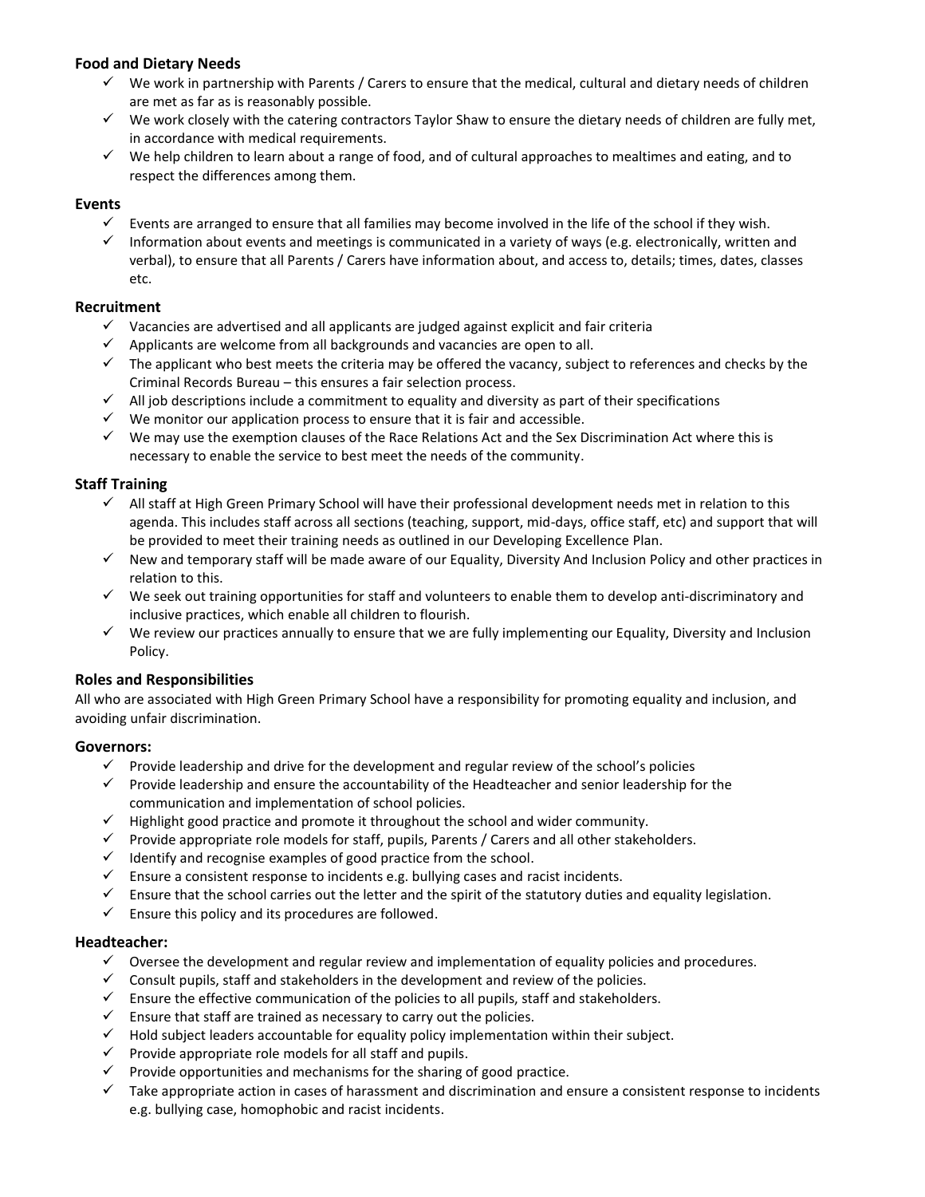### Food and Dietary Needs

- ✓ We work in partnership with Parents / Carers to ensure that the medical, cultural and dietary needs of children are met as far as is reasonably possible.
- ✓ We work closely with the catering contractors Taylor Shaw to ensure the dietary needs of children are fully met, in accordance with medical requirements.
- ✓ We help children to learn about a range of food, and of cultural approaches to mealtimes and eating, and to respect the differences among them.

### Events

- ✓ Events are arranged to ensure that all families may become involved in the life of the school if they wish.
- ✓ Information about events and meetings is communicated in a variety of ways (e.g. electronically, written and verbal), to ensure that all Parents / Carers have information about, and access to, details; times, dates, classes etc.

### Recruitment

- ✓ Vacancies are advertised and all applicants are judged against explicit and fair criteria
- ✓ Applicants are welcome from all backgrounds and vacancies are open to all.
- ✓ The applicant who best meets the criteria may be offered the vacancy, subject to references and checks by the Criminal Records Bureau – this ensures a fair selection process.
- ✓ All job descriptions include a commitment to equality and diversity as part of their specifications
- ✓ We monitor our application process to ensure that it is fair and accessible.
- ✓ We may use the exemption clauses of the Race Relations Act and the Sex Discrimination Act where this is necessary to enable the service to best meet the needs of the community.

### Staff Training

- ✓ All staff at High Green Primary School will have their professional development needs met in relation to this agenda. This includes staff across all sections (teaching, support, mid-days, office staff, etc) and support that will be provided to meet their training needs as outlined in our Developing Excellence Plan.
- ✓ New and temporary staff will be made aware of our Equality, Diversity And Inclusion Policy and other practices in relation to this.
- ✓ We seek out training opportunities for staff and volunteers to enable them to develop anti-discriminatory and inclusive practices, which enable all children to flourish.
- ✓ We review our practices annually to ensure that we are fully implementing our Equality, Diversity and Inclusion Policy.

### Roles and Responsibilities

All who are associated with High Green Primary School have a responsibility for promoting equality and inclusion, and avoiding unfair discrimination.

### Governors:

- ✓ Provide leadership and drive for the development and regular review of the school's policies
- ✓ Provide leadership and ensure the accountability of the Headteacher and senior leadership for the communication and implementation of school policies.
- ✓ Highlight good practice and promote it throughout the school and wider community.
- ✓ Provide appropriate role models for staff, pupils, Parents / Carers and all other stakeholders.
- ✓ Identify and recognise examples of good practice from the school.
- ✓ Ensure a consistent response to incidents e.g. bullying cases and racist incidents.
- ✓ Ensure that the school carries out the letter and the spirit of the statutory duties and equality legislation.
- ✓ Ensure this policy and its procedures are followed.

### Headteacher:

- ✓ Oversee the development and regular review and implementation of equality policies and procedures.
- ✓ Consult pupils, staff and stakeholders in the development and review of the policies.
- ✓ Ensure the effective communication of the policies to all pupils, staff and stakeholders.
- ✓ Ensure that staff are trained as necessary to carry out the policies.
- ✓ Hold subject leaders accountable for equality policy implementation within their subject.
- ✓ Provide appropriate role models for all staff and pupils.
- ✓ Provide opportunities and mechanisms for the sharing of good practice.
- ✓ Take appropriate action in cases of harassment and discrimination and ensure a consistent response to incidents e.g. bullying case, homophobic and racist incidents.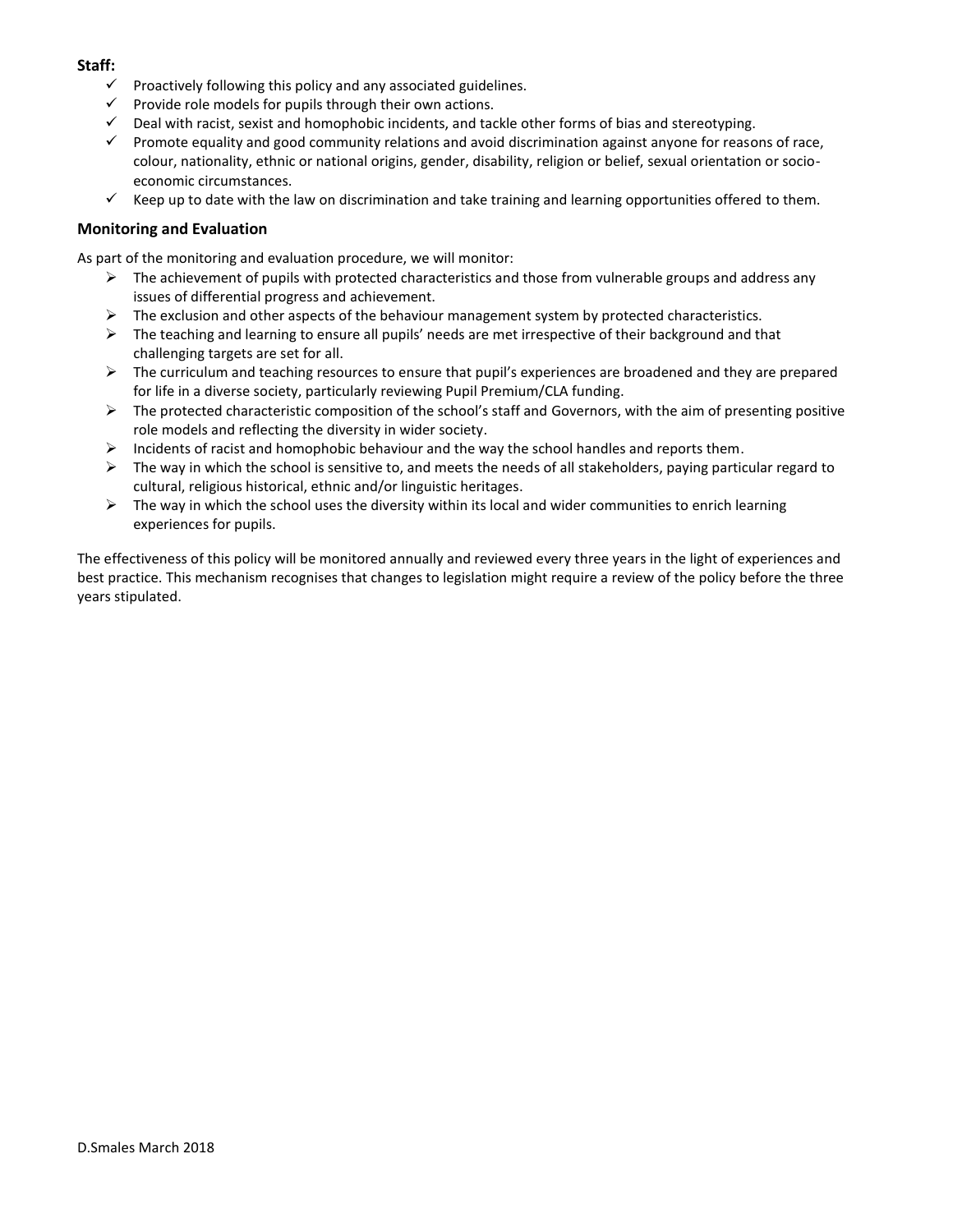**Staff:**

- ✓ Proactively following this policy and any associated guidelines.
- ✓ Provide role models for pupils through their own actions.
- ✓ Deal with racist, sexist and homophobic incidents, and tackle other forms of bias and stereotyping.
- ✓ Promote equality and good community relations and avoid discrimination against anyone for reasons of race, colour, nationality, ethnic or national origins, gender, disability, religion or belief, sexual orientation or socio-economic circumstances.
- ✓ Keep up to date with the law on discrimination and take training and learning opportunities offered to them.

### Monitoring and Evaluation

As part of the monitoring and evaluation procedure, we will monitor:

- ➢ The achievement of pupils with protected characteristics and those from vulnerable groups and address any issues of differential progress and achievement.
- ➢ The exclusion and other aspects of the behaviour management system by protected characteristics.
- ➢ The teaching and learning to ensure all pupils' needs are met irrespective of their background and that challenging targets are set for all.
- ➢ The curriculum and teaching resources to ensure that pupil's experiences are broadened and they are prepared for life in a diverse society, particularly reviewing Pupil Premium/CLA funding.
- ➢ The protected characteristic composition of the school's staff and Governors, with the aim of presenting positive role models and reflecting the diversity in wider society.
- ➢ Incidents of racist and homophobic behaviour and the way the school handles and reports them.
- ➢ The way in which the school is sensitive to, and meets the needs of all stakeholders, paying particular regard to cultural, religious historical, ethnic and/or linguistic heritages.
- ➢ The way in which the school uses the diversity within its local and wider communities to enrich learning experiences for pupils.

The effectiveness of this policy will be monitored annually and reviewed every three years in the light of experiences and best practice. This mechanism recognises that changes to legislation might require a review of the policy before the three years stipulated.

D.Smales March 2018